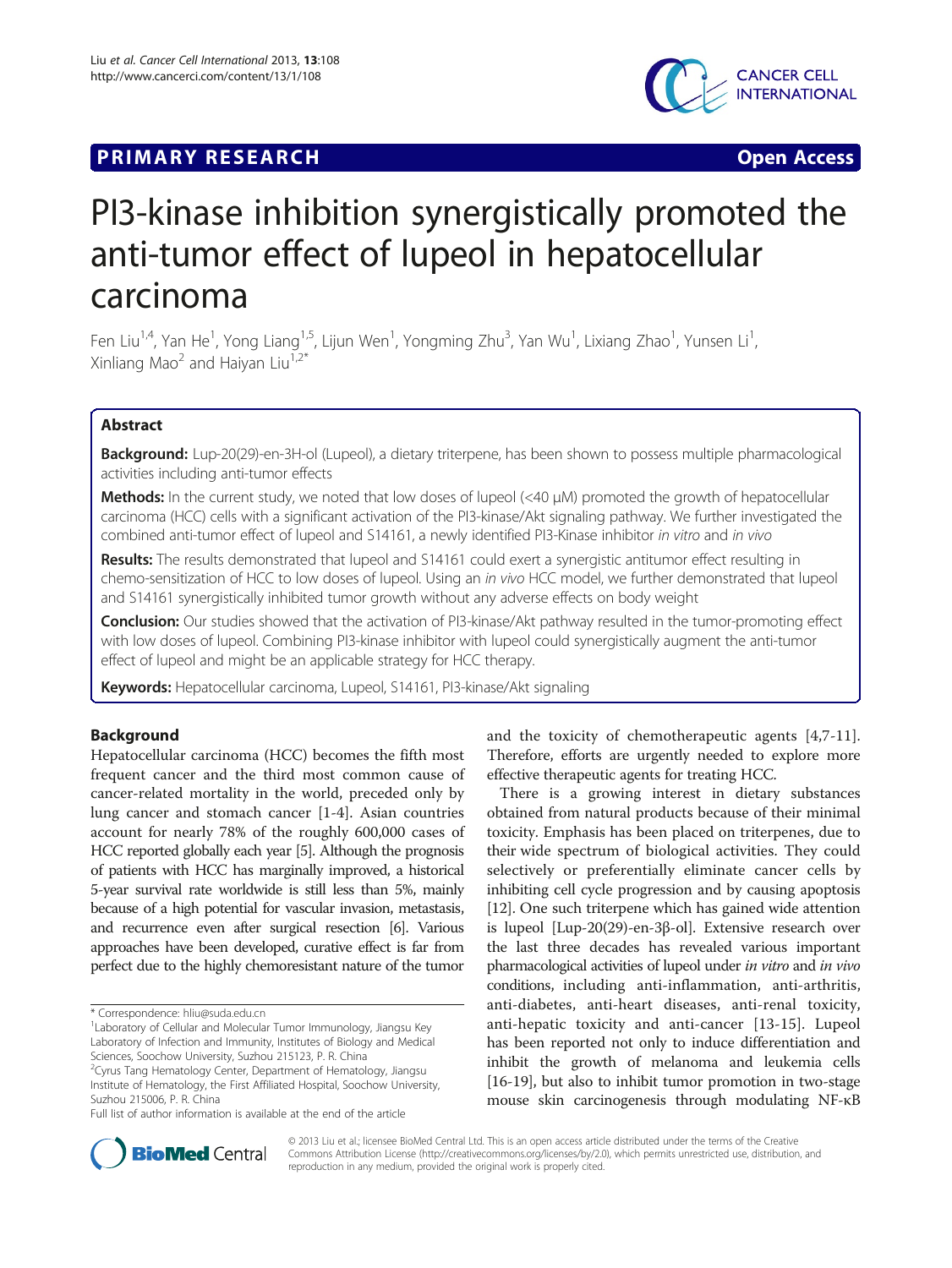**PRIMARY RESEARCH** **Open Access**

# PI3-kinase inhibition synergistically promoted the anti-tumor effect of lupeol in hepatocellular carcinoma

Fen Liu[1,4], Yan He[1], Yong Liang[1,5], Lijun Wen[1], Yongming Zhu[3], Yan Wu[1], Lixiang Zhao[1], Yunsen Li[1], Xinliang Mao[2] and Haiyan Liu[1,2*]

## Abstract

**Background:** Lup-20(29)-en-3H-ol (Lupeol), a dietary triterpene, has been shown to possess multiple pharmacological activities including anti-tumor effects

**Methods:** In the current study, we noted that low doses of lupeol (<40 μM) promoted the growth of hepatocellular carcinoma (HCC) cells with a significant activation of the PI3-kinase/Akt signaling pathway. We further investigated the combined anti-tumor effect of lupeol and S14161, a newly identified PI3-Kinase inhibitor *in vitro* and *in vivo*

**Results:** The results demonstrated that lupeol and S14161 could exert a synergistic antitumor effect resulting in chemo-sensitization of HCC to low doses of lupeol. Using an *in vivo* HCC model, we further demonstrated that lupeol and S14161 synergistically inhibited tumor growth without any adverse effects on body weight

**Conclusion:** Our studies showed that the activation of PI3-kinase/Akt pathway resulted in the tumor-promoting effect with low doses of lupeol. Combining PI3-kinase inhibitor with lupeol could synergistically augment the anti-tumor effect of lupeol and might be an applicable strategy for HCC therapy.

**Keywords:** Hepatocellular carcinoma, Lupeol, S14161, PI3-kinase/Akt signaling

## Background

Hepatocellular carcinoma (HCC) becomes the fifth most frequent cancer and the third most common cause of cancer-related mortality in the world, preceded only by lung cancer and stomach cancer [1-4]. Asian countries account for nearly 78% of the roughly 600,000 cases of HCC reported globally each year [5]. Although the prognosis of patients with HCC has marginally improved, a historical 5-year survival rate worldwide is still less than 5%, mainly because of a high potential for vascular invasion, metastasis, and recurrence even after surgical resection [6]. Various approaches have been developed, curative effect is far from perfect due to the highly chemoresistant nature of the tumor and the toxicity of chemotherapeutic agents [4,7-11]. Therefore, efforts are urgently needed to explore more effective therapeutic agents for treating HCC.

There is a growing interest in dietary substances obtained from natural products because of their minimal toxicity. Emphasis has been placed on triterpenes, due to their wide spectrum of biological activities. They could selectively or preferentially eliminate cancer cells by inhibiting cell cycle progression and by causing apoptosis [12]. One such triterpene which has gained wide attention is lupeol [Lup-20(29)-en-3β-ol]. Extensive research over the last three decades has revealed various important pharmacological activities of lupeol under *in vitro* and *in vivo* conditions, including anti-inflammation, anti-arthritis, anti-diabetes, anti-heart diseases, anti-renal toxicity, anti-hepatic toxicity and anti-cancer [13-15]. Lupeol has been reported not only to induce differentiation and inhibit the growth of melanoma and leukemia cells [16-19], but also to inhibit tumor promotion in two-stage mouse skin carcinogenesis through modulating NF-κB

\* Correspondence: hliu@suda.edu.cn
[1]Laboratory of Cellular and Molecular Tumor Immunology, Jiangsu Key Laboratory of Infection and Immunity, Institutes of Biology and Medical Sciences, Soochow University, Suzhou 215123, P. R. China
[2]Cyrus Tang Hematology Center, Department of Hematology, Jiangsu Institute of Hematology, the First Affiliated Hospital, Soochow University, Suzhou 215006, P. R. China
Full list of author information is available at the end of the article

© 2013 Liu et al.; licensee BioMed Central Ltd. This is an open access article distributed under the terms of the Creative Commons Attribution License (http://creativecommons.org/licenses/by/2.0), which permits unrestricted use, distribution, and reproduction in any medium, provided the original work is properly cited.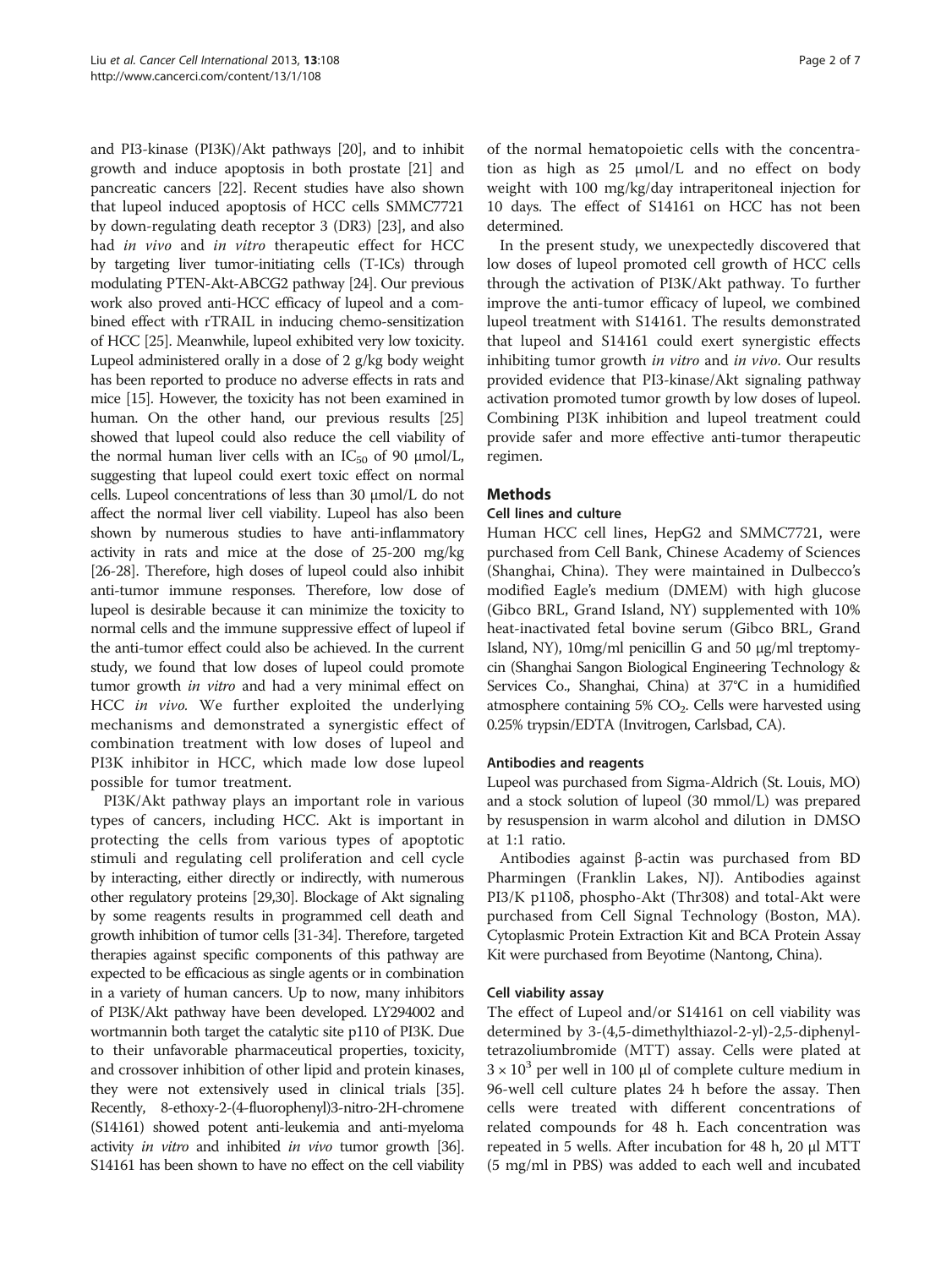and PI3-kinase (PI3K)/Akt pathways [20], and to inhibit growth and induce apoptosis in both prostate [21] and pancreatic cancers [22]. Recent studies have also shown that lupeol induced apoptosis of HCC cells SMMC7721 by down-regulating death receptor 3 (DR3) [23], and also had *in vivo* and *in vitro* therapeutic effect for HCC by targeting liver tumor-initiating cells (T-ICs) through modulating PTEN-Akt-ABCG2 pathway [24]. Our previous work also proved anti-HCC efficacy of lupeol and a combined effect with rTRAIL in inducing chemo-sensitization of HCC [25]. Meanwhile, lupeol exhibited very low toxicity. Lupeol administered orally in a dose of 2 g/kg body weight has been reported to produce no adverse effects in rats and mice [15]. However, the toxicity has not been examined in human. On the other hand, our previous results [25] showed that lupeol could also reduce the cell viability of the normal human liver cells with an $IC_{50}$ of 90 μmol/L, suggesting that lupeol could exert toxic effect on normal cells. Lupeol concentrations of less than 30 μmol/L do not affect the normal liver cell viability. Lupeol has also been shown by numerous studies to have anti-inflammatory activity in rats and mice at the dose of 25-200 mg/kg [26-28]. Therefore, high doses of lupeol could also inhibit anti-tumor immune responses. Therefore, low dose of lupeol is desirable because it can minimize the toxicity to normal cells and the immune suppressive effect of lupeol if the anti-tumor effect could also be achieved. In the current study, we found that low doses of lupeol could promote tumor growth *in vitro* and had a very minimal effect on HCC *in vivo*. We further exploited the underlying mechanisms and demonstrated a synergistic effect of combination treatment with low doses of lupeol and PI3K inhibitor in HCC, which made low dose lupeol possible for tumor treatment.

PI3K/Akt pathway plays an important role in various types of cancers, including HCC. Akt is important in protecting the cells from various types of apoptotic stimuli and regulating cell proliferation and cell cycle by interacting, either directly or indirectly, with numerous other regulatory proteins [29,30]. Blockage of Akt signaling by some reagents results in programmed cell death and growth inhibition of tumor cells [31-34]. Therefore, targeted therapies against specific components of this pathway are expected to be efficacious as single agents or in combination in a variety of human cancers. Up to now, many inhibitors of PI3K/Akt pathway have been developed. LY294002 and wortmannin both target the catalytic site p110 of PI3K. Due to their unfavorable pharmaceutical properties, toxicity, and crossover inhibition of other lipid and protein kinases, they were not extensively used in clinical trials [35]. Recently, 8-ethoxy-2-(4-fluorophenyl)3-nitro-2H-chromene (S14161) showed potent anti-leukemia and anti-myeloma activity *in vitro* and inhibited *in vivo* tumor growth [36]. S14161 has been shown to have no effect on the cell viability of the normal hematopoietic cells with the concentration as high as 25 μmol/L and no effect on body weight with 100 mg/kg/day intraperitoneal injection for 10 days. The effect of S14161 on HCC has not been determined.

In the present study, we unexpectedly discovered that low doses of lupeol promoted cell growth of HCC cells through the activation of PI3K/Akt pathway. To further improve the anti-tumor efficacy of lupeol, we combined lupeol treatment with S14161. The results demonstrated that lupeol and S14161 could exert synergistic effects inhibiting tumor growth *in vitro* and *in vivo*. Our results provided evidence that PI3-kinase/Akt signaling pathway activation promoted tumor growth by low doses of lupeol. Combining PI3K inhibition and lupeol treatment could provide safer and more effective anti-tumor therapeutic regimen.

## Methods

### Cell lines and culture

Human HCC cell lines, HepG2 and SMMC7721, were purchased from Cell Bank, Chinese Academy of Sciences (Shanghai, China). They were maintained in Dulbecco's modified Eagle's medium (DMEM) with high glucose (Gibco BRL, Grand Island, NY) supplemented with 10% heat-inactivated fetal bovine serum (Gibco BRL, Grand Island, NY), 10mg/ml penicillin G and 50 μg/ml treptomycin (Shanghai Sangon Biological Engineering Technology & Services Co., Shanghai, China) at 37°C in a humidified atmosphere containing 5% $CO_2$. Cells were harvested using 0.25% trypsin/EDTA (Invitrogen, Carlsbad, CA).

### Antibodies and reagents

Lupeol was purchased from Sigma-Aldrich (St. Louis, MO) and a stock solution of lupeol (30 mmol/L) was prepared by resuspension in warm alcohol and dilution in DMSO at 1:1 ratio.

Antibodies against β-actin was purchased from BD Pharmingen (Franklin Lakes, NJ). Antibodies against PI3/K p110δ, phospho-Akt (Thr308) and total-Akt were purchased from Cell Signal Technology (Boston, MA). Cytoplasmic Protein Extraction Kit and BCA Protein Assay Kit were purchased from Beyotime (Nantong, China).

### Cell viability assay

The effect of Lupeol and/or S14161 on cell viability was determined by 3-(4,5-dimethylthiazol-2-yl)-2,5-diphenyltetrazoliumbromide (MTT) assay. Cells were plated at $3 \times 10^3$ per well in 100 μl of complete culture medium in 96-well cell culture plates 24 h before the assay. Then cells were treated with different concentrations of related compounds for 48 h. Each concentration was repeated in 5 wells. After incubation for 48 h, 20 μl MTT (5 mg/ml in PBS) was added to each well and incubated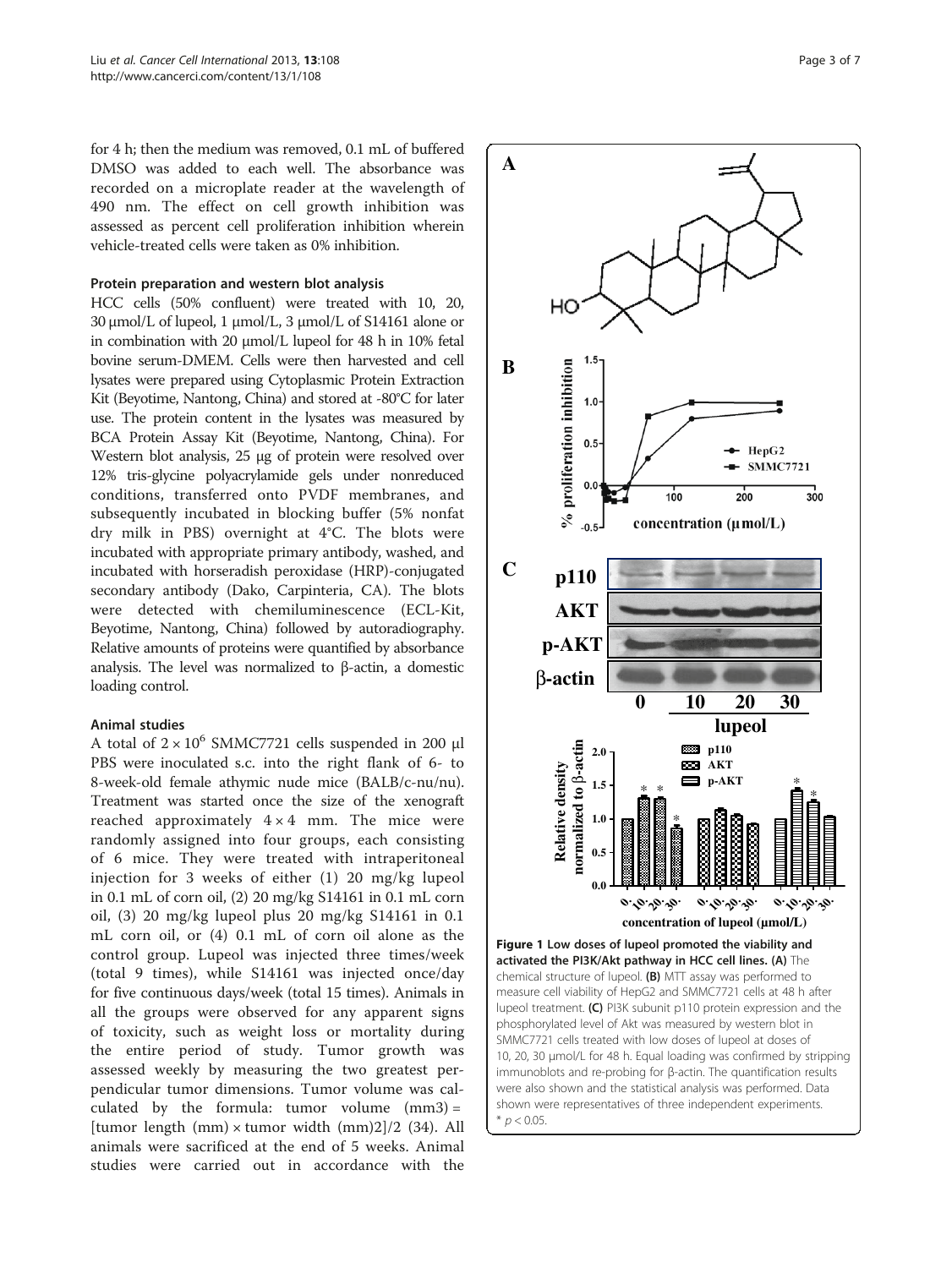for 4 h; then the medium was removed, 0.1 mL of buffered DMSO was added to each well. The absorbance was recorded on a microplate reader at the wavelength of 490 nm. The effect on cell growth inhibition was assessed as percent cell proliferation inhibition wherein vehicle-treated cells were taken as 0% inhibition.

### Protein preparation and western blot analysis

HCC cells (50% confluent) were treated with 10, 20, 30 μmol/L of lupeol, 1 μmol/L, 3 μmol/L of S14161 alone or in combination with 20 μmol/L lupeol for 48 h in 10% fetal bovine serum-DMEM. Cells were then harvested and cell lysates were prepared using Cytoplasmic Protein Extraction Kit (Beyotime, Nantong, China) and stored at -80°C for later use. The protein content in the lysates was measured by BCA Protein Assay Kit (Beyotime, Nantong, China). For Western blot analysis, 25 μg of protein were resolved over 12% tris-glycine polyacrylamide gels under nonreduced conditions, transferred onto PVDF membranes, and subsequently incubated in blocking buffer (5% nonfat dry milk in PBS) overnight at 4°C. The blots were incubated with appropriate primary antibody, washed, and incubated with horseradish peroxidase (HRP)-conjugated secondary antibody (Dako, Carpinteria, CA). The blots were detected with chemiluminescence (ECL-Kit, Beyotime, Nantong, China) followed by autoradiography. Relative amounts of proteins were quantified by absorbance analysis. The level was normalized to β-actin, a domestic loading control.

### Animal studies

A total of $2 \times 10^6$ SMMC7721 cells suspended in 200 μl PBS were inoculated s.c. into the right flank of 6- to 8-week-old female athymic nude mice (BALB/c-nu/nu). Treatment was started once the size of the xenograft reached approximately $4 \times 4$ mm. The mice were randomly assigned into four groups, each consisting of 6 mice. They were treated with intraperitoneal injection for 3 weeks of either (1) 20 mg/kg lupeol in 0.1 mL of corn oil, (2) 20 mg/kg S14161 in 0.1 mL corn oil, (3) 20 mg/kg lupeol plus 20 mg/kg S14161 in 0.1 mL corn oil, or (4) 0.1 mL of corn oil alone as the control group. Lupeol was injected three times/week (total 9 times), while S14161 was injected once/day for five continuous days/week (total 15 times). Animals in all the groups were observed for any apparent signs of toxicity, such as weight loss or mortality during the entire period of study. Tumor growth was assessed weekly by measuring the two greatest perpendicular tumor dimensions. Tumor volume was calculated by the formula: tumor volume (mm3) = [tumor length (mm) × tumor width (mm)2]/2 (34). All animals were sacrificed at the end of 5 weeks. Animal studies were carried out in accordance with the

**Figure 1 Low doses of lupeol promoted the viability and activated the PI3K/Akt pathway in HCC cell lines. (A)** The chemical structure of lupeol. **(B)** MTT assay was performed to measure cell viability of HepG2 and SMMC7721 cells at 48 h after lupeol treatment. **(C)** PI3K subunit p110 protein expression and the phosphorylated level of Akt was measured by western blot in SMMC7721 cells treated with low doses of lupeol at doses of 10, 20, 30 μmol/L for 48 h. Equal loading was confirmed by stripping immunoblots and re-probing for β-actin. The quantification results were also shown and the statistical analysis was performed. Data shown were representatives of three independent experiments. * $p < 0.05$.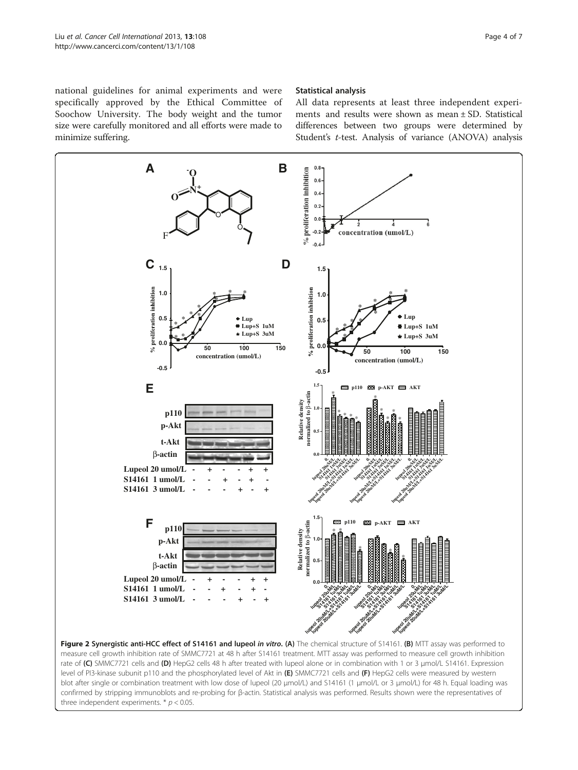national guidelines for animal experiments and were specifically approved by the Ethical Committee of Soochow University. The body weight and the tumor size were carefully monitored and all efforts were made to minimize suffering.

### Statistical analysis

All data represents at least three independent experiments and results were shown as mean ± SD. Statistical differences between two groups were determined by Student's *t*-test. Analysis of variance (ANOVA) analysis

**Figure 2 Synergistic anti-HCC effect of S14161 and lupeol *in vitro*. (A)** The chemical structure of S14161. **(B)** MTT assay was performed to measure cell growth inhibition rate of SMMC7721 at 48 h after S14161 treatment. MTT assay was performed to measure cell growth inhibition rate of **(C)** SMMC7721 cells and **(D)** HepG2 cells 48 h after treated with lupeol alone or in combination with 1 or 3 μmol/L S14161. Expression level of PI3-kinase subunit p110 and the phosphorylated level of Akt in **(E)** SMMC7721 cells and **(F)** HepG2 cells were measured by western blot after single or combination treatment with low dose of lupeol (20 μmol/L) and S14161 (1 μmol/L or 3 μmol/L) for 48 h. Equal loading was confirmed by stripping immunoblots and re-probing for β-actin. Statistical analysis was performed. Results shown were the representatives of three independent experiments. * $p < 0.05$.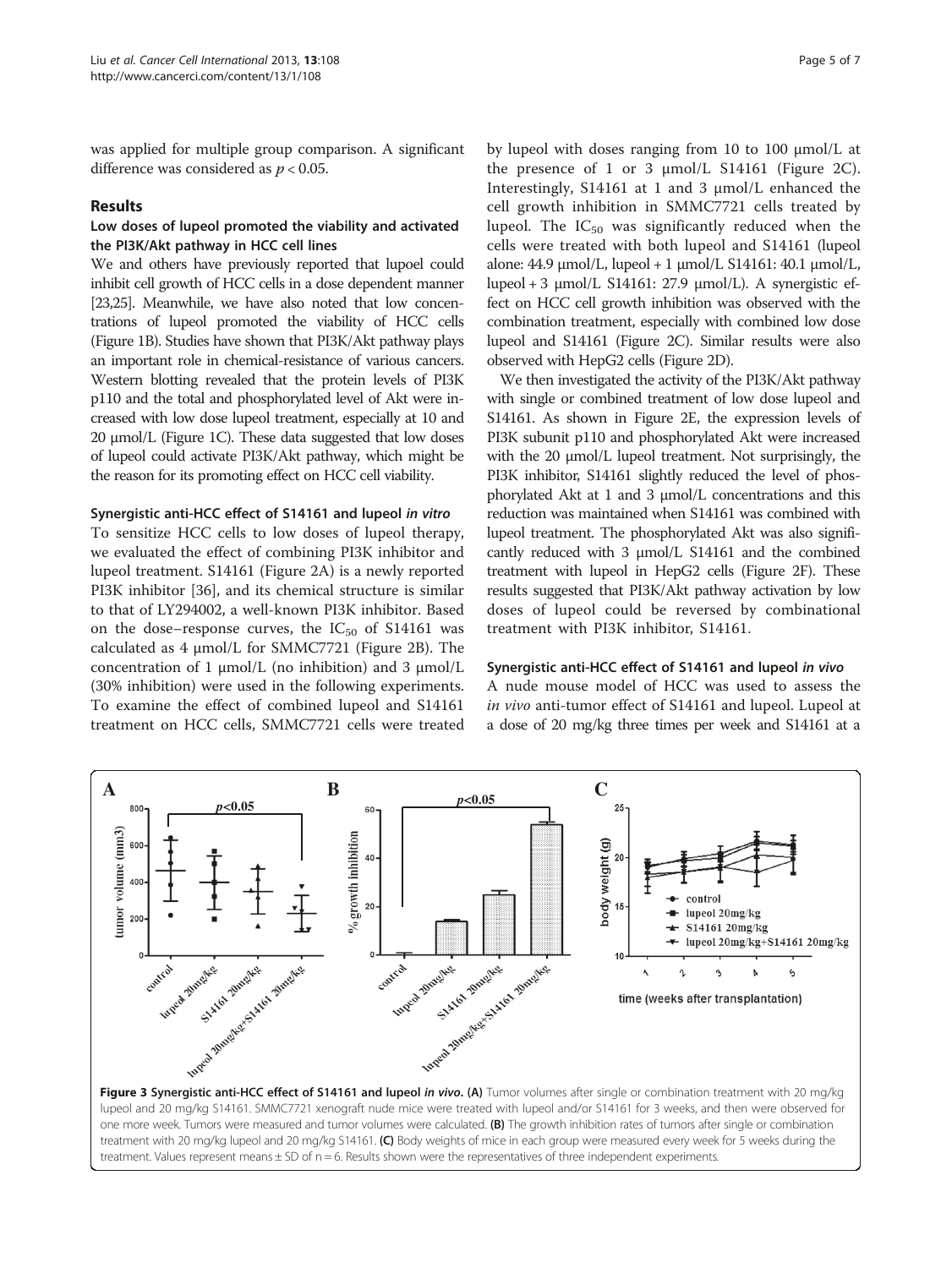was applied for multiple group comparison. A significant difference was considered as $p < 0.05$.

## Results

### Low doses of lupeol promoted the viability and activated the PI3K/Akt pathway in HCC cell lines

We and others have previously reported that lupoel could inhibit cell growth of HCC cells in a dose dependent manner [23,25]. Meanwhile, we have also noted that low concentrations of lupeol promoted the viability of HCC cells (Figure 1B). Studies have shown that PI3K/Akt pathway plays an important role in chemical-resistance of various cancers. Western blotting revealed that the protein levels of PI3K p110 and the total and phosphorylated level of Akt were increased with low dose lupeol treatment, especially at 10 and 20 μmol/L (Figure 1C). These data suggested that low doses of lupeol could activate PI3K/Akt pathway, which might be the reason for its promoting effect on HCC cell viability.

### Synergistic anti-HCC effect of S14161 and lupeol *in vitro*

To sensitize HCC cells to low doses of lupeol therapy, we evaluated the effect of combining PI3K inhibitor and lupeol treatment. S14161 (Figure 2A) is a newly reported PI3K inhibitor [36], and its chemical structure is similar to that of LY294002, a well-known PI3K inhibitor. Based on the dose–response curves, the $IC_{50}$ of S14161 was calculated as 4 μmol/L for SMMC7721 (Figure 2B). The concentration of 1 μmol/L (no inhibition) and 3 μmol/L (30% inhibition) were used in the following experiments. To examine the effect of combined lupeol and S14161 treatment on HCC cells, SMMC7721 cells were treated by lupeol with doses ranging from 10 to 100 μmol/L at the presence of 1 or 3 μmol/L S14161 (Figure 2C). Interestingly, S14161 at 1 and 3 μmol/L enhanced the cell growth inhibition in SMMC7721 cells treated by lupeol. The $IC_{50}$ was significantly reduced when the cells were treated with both lupeol and S14161 (lupeol alone: 44.9 μmol/L, lupeol + 1 μmol/L S14161: 40.1 μmol/L, lupeol + 3 μmol/L S14161: 27.9 μmol/L). A synergistic effect on HCC cell growth inhibition was observed with the combination treatment, especially with combined low dose lupeol and S14161 (Figure 2C). Similar results were also observed with HepG2 cells (Figure 2D).

We then investigated the activity of the PI3K/Akt pathway with single or combined treatment of low dose lupeol and S14161. As shown in Figure 2E, the expression levels of PI3K subunit p110 and phosphorylated Akt were increased with the 20 μmol/L lupeol treatment. Not surprisingly, the PI3K inhibitor, S14161 slightly reduced the level of phosphorylated Akt at 1 and 3 μmol/L concentrations and this reduction was maintained when S14161 was combined with lupeol treatment. The phosphorylated Akt was also significantly reduced with 3 μmol/L S14161 and the combined treatment with lupeol in HepG2 cells (Figure 2F). These results suggested that PI3K/Akt pathway activation by low doses of lupeol could be reversed by combinational treatment with PI3K inhibitor, S14161.

### Synergistic anti-HCC effect of S14161 and lupeol *in vivo*

A nude mouse model of HCC was used to assess the *in vivo* anti-tumor effect of S14161 and lupeol. Lupeol at a dose of 20 mg/kg three times per week and S14161 at a

**Figure 3 Synergistic anti-HCC effect of S14161 and lupeol *in vivo*.** **(A)** Tumor volumes after single or combination treatment with 20 mg/kg lupeol and 20 mg/kg S14161. SMMC7721 xenograft nude mice were treated with lupeol and/or S14161 for 3 weeks, and then were observed for one more week. Tumors were measured and tumor volumes were calculated. **(B)** The growth inhibition rates of tumors after single or combination treatment with 20 mg/kg lupeol and 20 mg/kg S14161. **(C)** Body weights of mice in each group were measured every week for 5 weeks during the treatment. Values represent means ± SD of n = 6. Results shown were the representatives of three independent experiments.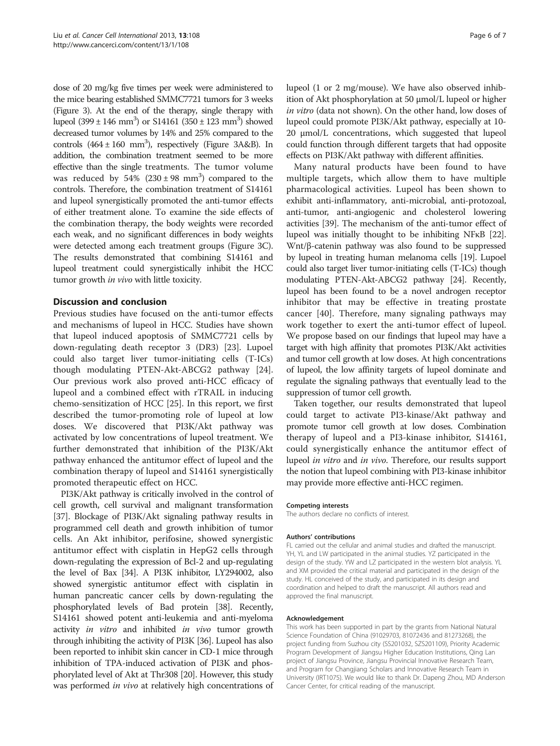dose of 20 mg/kg five times per week were administered to the mice bearing established SMMC7721 tumors for 3 weeks (Figure 3). At the end of the therapy, single therapy with lupeol ($399 \pm 146$ mm$^3$) or S14161 ($350 \pm 123$ mm$^3$) showed decreased tumor volumes by 14% and 25% compared to the controls ($464 \pm 160$ mm$^3$), respectively (Figure 3A&B). In addition, the combination treatment seemed to be more effective than the single treatments. The tumor volume was reduced by 54% ($230 \pm 98$ mm$^3$) compared to the controls. Therefore, the combination treatment of S14161 and lupeol synergistically promoted the anti-tumor effects of either treatment alone. To examine the side effects of the combination therapy, the body weights were recorded each weak, and no significant differences in body weights were detected among each treatment groups (Figure 3C). The results demonstrated that combining S14161 and lupeol treatment could synergistically inhibit the HCC tumor growth *in vivo* with little toxicity.

## Discussion and conclusion

Previous studies have focused on the anti-tumor effects and mechanisms of lupeol in HCC. Studies have shown that lupeol induced apoptosis of SMMC7721 cells by down-regulating death receptor 3 (DR3) [23]. Lupoel could also target liver tumor-initiating cells (T-ICs) though modulating PTEN-Akt-ABCG2 pathway [24]. Our previous work also proved anti-HCC efficacy of lupeol and a combined effect with rTRAIL in inducing chemo-sensitization of HCC [25]. In this report, we first described the tumor-promoting role of lupeol at low doses. We discovered that PI3K/Akt pathway was activated by low concentrations of lupeol treatment. We further demonstrated that inhibition of the PI3K/Akt pathway enhanced the antitumor effect of lupeol and the combination therapy of lupeol and S14161 synergistically promoted therapeutic effect on HCC.

PI3K/Akt pathway is critically involved in the control of cell growth, cell survival and malignant transformation [37]. Blockage of PI3K/Akt signaling pathway results in programmed cell death and growth inhibition of tumor cells. An Akt inhibitor, perifosine, showed synergistic antitumor effect with cisplatin in HepG2 cells through down-regulating the expression of Bcl-2 and up-regulating the level of Bax [34]. A PI3K inhibitor, LY294002, also showed synergistic antitumor effect with cisplatin in human pancreatic cancer cells by down-regulating the phosphorylated levels of Bad protein [38]. Recently, S14161 showed potent anti-leukemia and anti-myeloma activity *in vitro* and inhibited *in vivo* tumor growth through inhibiting the activity of PI3K [36]. Lupeol has also been reported to inhibit skin cancer in CD-1 mice through inhibition of TPA-induced activation of PI3K and phosphorylated level of Akt at Thr308 [20]. However, this study was performed *in vivo* at relatively high concentrations of lupeol (1 or 2 mg/mouse). We have also observed inhibition of Akt phosphorylation at 50 μmol/L lupeol or higher *in vitro* (data not shown). On the other hand, low doses of lupeol could promote PI3K/Akt pathway, especially at 10-20 μmol/L concentrations, which suggested that lupeol could function through different targets that had opposite effects on PI3K/Akt pathway with different affinities.

Many natural products have been found to have multiple targets, which allow them to have multiple pharmacological activities. Lupeol has been shown to exhibit anti-inflammatory, anti-microbial, anti-protozoal, anti-tumor, anti-angiogenic and cholesterol lowering activities [39]. The mechanism of the anti-tumor effect of lupeol was initially thought to be inhibiting NFκB [22]. Wnt/β-catenin pathway was also found to be suppressed by lupeol in treating human melanoma cells [19]. Lupoel could also target liver tumor-initiating cells (T-ICs) though modulating PTEN-Akt-ABCG2 pathway [24]. Recently, lupeol has been found to be a novel androgen receptor inhibitor that may be effective in treating prostate cancer [40]. Therefore, many signaling pathways may work together to exert the anti-tumor effect of lupeol. We propose based on our findings that lupeol may have a target with high affinity that promotes PI3K/Akt activities and tumor cell growth at low doses. At high concentrations of lupeol, the low affinity targets of lupeol dominate and regulate the signaling pathways that eventually lead to the suppression of tumor cell growth.

Taken together, our results demonstrated that lupeol could target to activate PI3-kinase/Akt pathway and promote tumor cell growth at low doses. Combination therapy of lupeol and a PI3-kinase inhibitor, S14161, could synergistically enhance the antitumor effect of lupeol *in vitro* and *in vivo*. Therefore, our results support the notion that lupeol combining with PI3-kinase inhibitor may provide more effective anti-HCC regimen.

#### Competing interests

The authors declare no conflicts of interest.

#### Authors' contributions

FL carried out the cellular and animal studies and drafted the manuscript. YH, YL and LW participated in the animal studies. YZ participated in the design of the study. YW and LZ participated in the western blot analysis. YL and XM provided the critical material and participated in the design of the study. HL conceived of the study, and participated in its design and coordination and helped to draft the manuscript. All authors read and approved the final manuscript.

#### Acknowledgement

This work has been supported in part by the grants from National Natural Science Foundation of China (91029703, 81072436 and 81273268), the project funding from Suzhou city (SS201032, SZS201109), Priority Academic Program Development of Jiangsu Higher Education Institutions, Qing Lan project of Jiangsu Province, Jiangsu Provincial Innovative Research Team, and Program for Changjiang Scholars and Innovative Research Team in University (IRT1075). We would like to thank Dr. Dapeng Zhou, MD Anderson Cancer Center, for critical reading of the manuscript.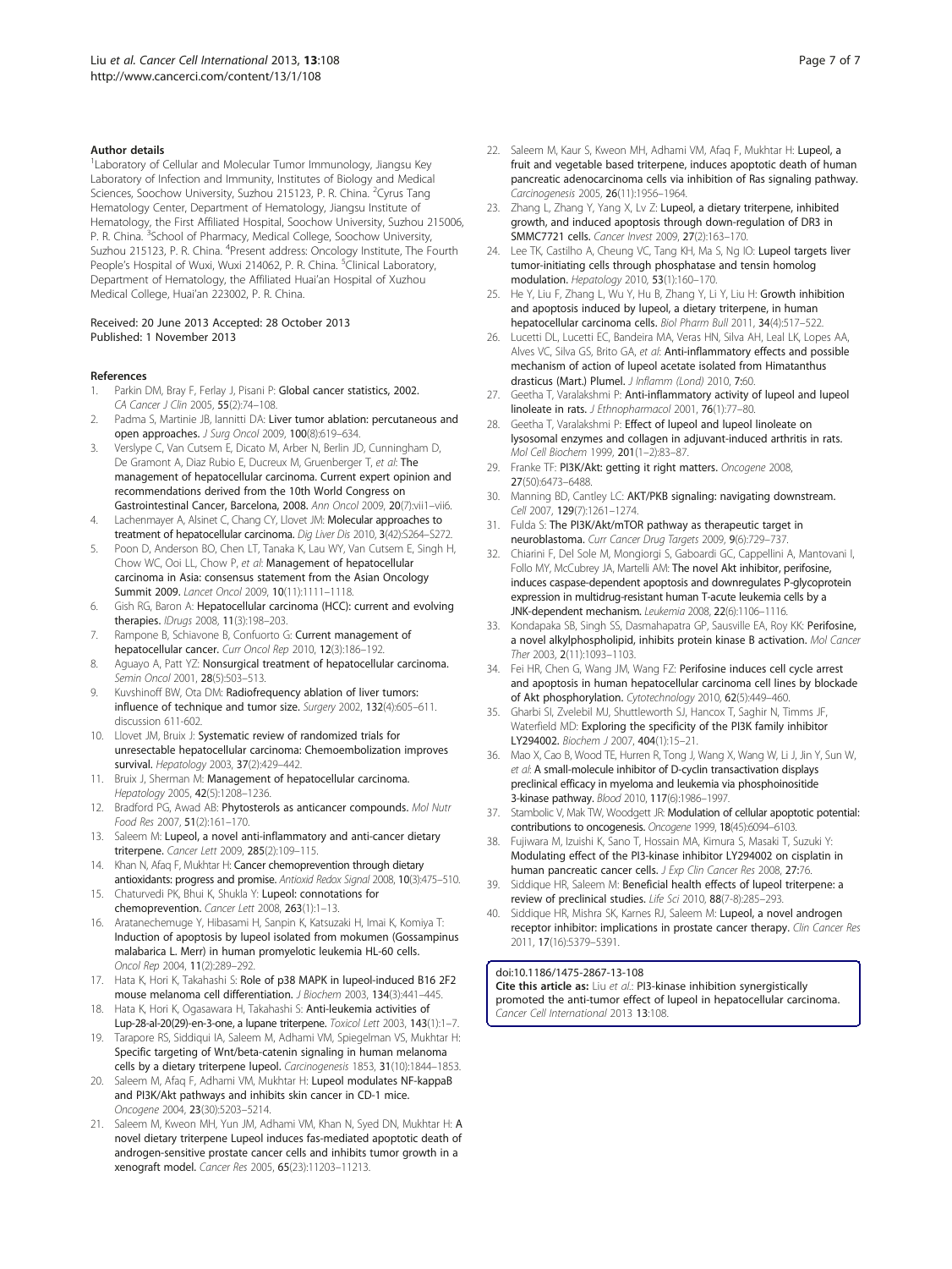#### Author details

[1]Laboratory of Cellular and Molecular Tumor Immunology, Jiangsu Key Laboratory of Infection and Immunity, Institutes of Biology and Medical Sciences, Soochow University, Suzhou 215123, P. R. China. [2]Cyrus Tang Hematology Center, Department of Hematology, Jiangsu Institute of Hematology, the First Affiliated Hospital, Soochow University, Suzhou 215006, P. R. China. [3]School of Pharmacy, Medical College, Soochow University, Suzhou 215123, P. R. China. [4]Present address: Oncology Institute, The Fourth People's Hospital of Wuxi, Wuxi 214062, P. R. China. [5]Clinical Laboratory, Department of Hematology, the Affiliated Huai'an Hospital of Xuzhou Medical College, Huai'an 223002, P. R. China.

Received: 20 June 2013 Accepted: 28 October 2013
Published: 1 November 2013

#### References

1. Parkin DM, Bray F, Ferlay J, Pisani P: **Global cancer statistics, 2002.** *CA Cancer J Clin* 2005, **55**(2):74–108.
2. Padma S, Martinie JB, Iannitti DA: **Liver tumor ablation: percutaneous and open approaches.** *J Surg Oncol* 2009, **100**(8):619–634.
3. Verslype C, Van Cutsem E, Dicato M, Arber N, Berlin JD, Cunningham D, De Gramont A, Diaz Rubio E, Ducreux M, Gruenberger T, *et al*: **The management of hepatocellular carcinoma. Current expert opinion and recommendations derived from the 10th World Congress on Gastrointestinal Cancer, Barcelona, 2008.** *Ann Oncol* 2009, **20**(7):vii1–vii6.
4. Lachenmayer A, Alsinet C, Chang CY, Llovet JM: **Molecular approaches to treatment of hepatocellular carcinoma.** *Dig Liver Dis* 2010, **3**(42):S264–S272.
5. Poon D, Anderson BO, Chen LT, Tanaka K, Lau WY, Van Cutsem E, Singh H, Chow WC, Ooi LL, Chow P, *et al*: **Management of hepatocellular carcinoma in Asia: consensus statement from the Asian Oncology Summit 2009.** *Lancet Oncol* 2009, **10**(11):1111–1118.
6. Gish RG, Baron A: **Hepatocellular carcinoma (HCC): current and evolving therapies.** *IDrugs* 2008, **11**(3):198–203.
7. Rampone B, Schiavone B, Confuorto G: **Current management of hepatocellular cancer.** *Curr Oncol Rep* 2010, **12**(3):186–192.
8. Aguayo A, Patt YZ: **Nonsurgical treatment of hepatocellular carcinoma.** *Semin Oncol* 2001, **28**(5):503–513.
9. Kuvshinoff BW, Ota DM: **Radiofrequency ablation of liver tumors: influence of technique and tumor size.** *Surgery* 2002, **132**(4):605–611. discussion 611-602.
10. Llovet JM, Bruix J: **Systematic review of randomized trials for unresectable hepatocellular carcinoma: Chemoembolization improves survival.** *Hepatology* 2003, **37**(2):429–442.
11. Bruix J, Sherman M: **Management of hepatocellular carcinoma.** *Hepatology* 2005, **42**(5):1208–1236.
12. Bradford PG, Awad AB: **Phytosterols as anticancer compounds.** *Mol Nutr Food Res* 2007, **51**(2):161–170.
13. Saleem M: **Lupeol, a novel anti-inflammatory and anti-cancer dietary triterpene.** *Cancer Lett* 2009, **285**(2):109–115.
14. Khan N, Afaq F, Mukhtar H: **Cancer chemoprevention through dietary antioxidants: progress and promise.** *Antioxid Redox Signal* 2008, **10**(3):475–510.
15. Chaturvedi PK, Bhui K, Shukla Y: **Lupeol: connotations for chemoprevention.** *Cancer Lett* 2008, **263**(1):1–13.
16. Aratanechemuge Y, Hibasami H, Sanpin K, Katsuzaki H, Imai K, Komiya T: **Induction of apoptosis by lupeol isolated from mokumen (Gossampinus malabarica L. Merr) in human promyelotic leukemia HL-60 cells.** *Oncol Rep* 2004, **11**(2):289–292.
17. Hata K, Hori K, Takahashi S: **Role of p38 MAPK in lupeol-induced B16 2F2 mouse melanoma cell differentiation.** *J Biochem* 2003, **134**(3):441–445.
18. Hata K, Hori K, Ogasawara H, Takahashi S: **Anti-leukemia activities of Lup-28-al-20(29)-en-3-one, a lupane triterpene.** *Toxicol Lett* 2003, **143**(1):1–7.
19. Tarapore RS, Siddiqui IA, Saleem M, Adhami VM, Spiegelman VS, Mukhtar H: **Specific targeting of Wnt/beta-catenin signaling in human melanoma cells by a dietary triterpene lupeol.** *Carcinogenesis* 1853, **31**(10):1844–1853.
20. Saleem M, Afaq F, Adhami VM, Mukhtar H: **Lupeol modulates NF-kappaB and PI3K/Akt pathways and inhibits skin cancer in CD-1 mice.** *Oncogene* 2004, **23**(30):5203–5214.
21. Saleem M, Kweon MH, Yun JM, Adhami VM, Khan N, Syed DN, Mukhtar H: **A novel dietary triterpene Lupeol induces fas-mediated apoptotic death of androgen-sensitive prostate cancer cells and inhibits tumor growth in a xenograft model.** *Cancer Res* 2005, **65**(23):11203–11213.
22. Saleem M, Kaur S, Kweon MH, Adhami VM, Afaq F, Mukhtar H: **Lupeol, a fruit and vegetable based triterpene, induces apoptotic death of human pancreatic adenocarcinoma cells via inhibition of Ras signaling pathway.** *Carcinogenesis* 2005, **26**(11):1956–1964.
23. Zhang L, Zhang Y, Yang X, Lv Z: **Lupeol, a dietary triterpene, inhibited growth, and induced apoptosis through down-regulation of DR3 in SMMC7721 cells.** *Cancer Invest* 2009, **27**(2):163–170.
24. Lee TK, Castilho A, Cheung VC, Tang KH, Ma S, Ng IO: **Lupeol targets liver tumor-initiating cells through phosphatase and tensin homolog modulation.** *Hepatology* 2010, **53**(1):160–170.
25. He Y, Liu F, Zhang L, Wu Y, Hu B, Zhang Y, Li Y, Liu H: **Growth inhibition and apoptosis induced by lupeol, a dietary triterpene, in human hepatocellular carcinoma cells.** *Biol Pharm Bull* 2011, **34**(4):517–522.
26. Lucetti DL, Lucetti EC, Bandeira MA, Veras HN, Silva AH, Leal LK, Lopes AA, Alves VC, Silva GS, Brito GA, *et al*: **Anti-inflammatory effects and possible mechanism of action of lupeol acetate isolated from Himatanthus drasticus (Mart.) Plumel.** *J Inflamm (Lond)* 2010, **7**:60.
27. Geetha T, Varalakshmi P: **Anti-inflammatory activity of lupeol and lupeol linoleate in rats.** *J Ethnopharmacol* 2001, **76**(1):77–80.
28. Geetha T, Varalakshmi P: **Effect of lupeol and lupeol linoleate on lysosomal enzymes and collagen in adjuvant-induced arthritis in rats.** *Mol Cell Biochem* 1999, **201**(1–2):83–87.
29. Franke TF: **PI3K/Akt: getting it right matters.** *Oncogene* 2008, **27**(50):6473–6488.
30. Manning BD, Cantley LC: **AKT/PKB signaling: navigating downstream.** *Cell* 2007, **129**(7):1261–1274.
31. Fulda S: **The PI3K/Akt/mTOR pathway as therapeutic target in neuroblastoma.** *Curr Cancer Drug Targets* 2009, **9**(6):729–737.
32. Chiarini F, Del Sole M, Mongiorgi S, Gaboardi GC, Cappellini A, Mantovani I, Follo MY, McCubrey JA, Martelli AM: **The novel Akt inhibitor, perifosine, induces caspase-dependent apoptosis and downregulates P-glycoprotein expression in multidrug-resistant human T-acute leukemia cells by a JNK-dependent mechanism.** *Leukemia* 2008, **22**(6):1106–1116.
33. Kondapaka SB, Singh SS, Dasmahapatra GP, Sausville EA, Roy KK: **Perifosine, a novel alkylphospholipid, inhibits protein kinase B activation.** *Mol Cancer Ther* 2003, **2**(11):1093–1103.
34. Fei HR, Chen G, Wang JM, Wang FZ: **Perifosine induces cell cycle arrest and apoptosis in human hepatocellular carcinoma cell lines by blockade of Akt phosphorylation.** *Cytotechnology* 2010, **62**(5):449–460.
35. Gharbi SI, Zvelebil MJ, Shuttleworth SJ, Hancox T, Saghir N, Timms JF, Waterfield MD: **Exploring the specificity of the PI3K family inhibitor LY294002.** *Biochem J* 2007, **404**(1):15–21.
36. Mao X, Cao B, Wood TE, Hurren R, Tong J, Wang X, Wang W, Li J, Jin Y, Sun W, *et al*: **A small-molecule inhibitor of D-cyclin transactivation displays preclinical efficacy in myeloma and leukemia via phosphoinositide 3-kinase pathway.** *Blood* 2010, **117**(6):1986–1997.
37. Stambolic V, Mak TW, Woodgett JR: **Modulation of cellular apoptotic potential: contributions to oncogenesis.** *Oncogene* 1999, **18**(45):6094–6103.
38. Fujiwara M, Izuishi K, Sano T, Hossain MA, Kimura S, Masaki T, Suzuki Y: **Modulating effect of the PI3-kinase inhibitor LY294002 on cisplatin in human pancreatic cancer cells.** *J Exp Clin Cancer Res* 2008, **27**:76.
39. Siddique HR, Saleem M: **Beneficial health effects of lupeol triterpene: a review of preclinical studies.** *Life Sci* 2010, **88**(7-8):285–293.
40. Siddique HR, Mishra SK, Karnes RJ, Saleem M: **Lupeol, a novel androgen receptor inhibitor: implications in prostate cancer therapy.** *Clin Cancer Res* 2011, **17**(16):5379–5391.

doi:10.1186/1475-2867-13-108
**Cite this article as:** Liu *et al.*: PI3-kinase inhibition synergistically promoted the anti-tumor effect of lupeol in hepatocellular carcinoma. *Cancer Cell International* 2013 **13**:108.